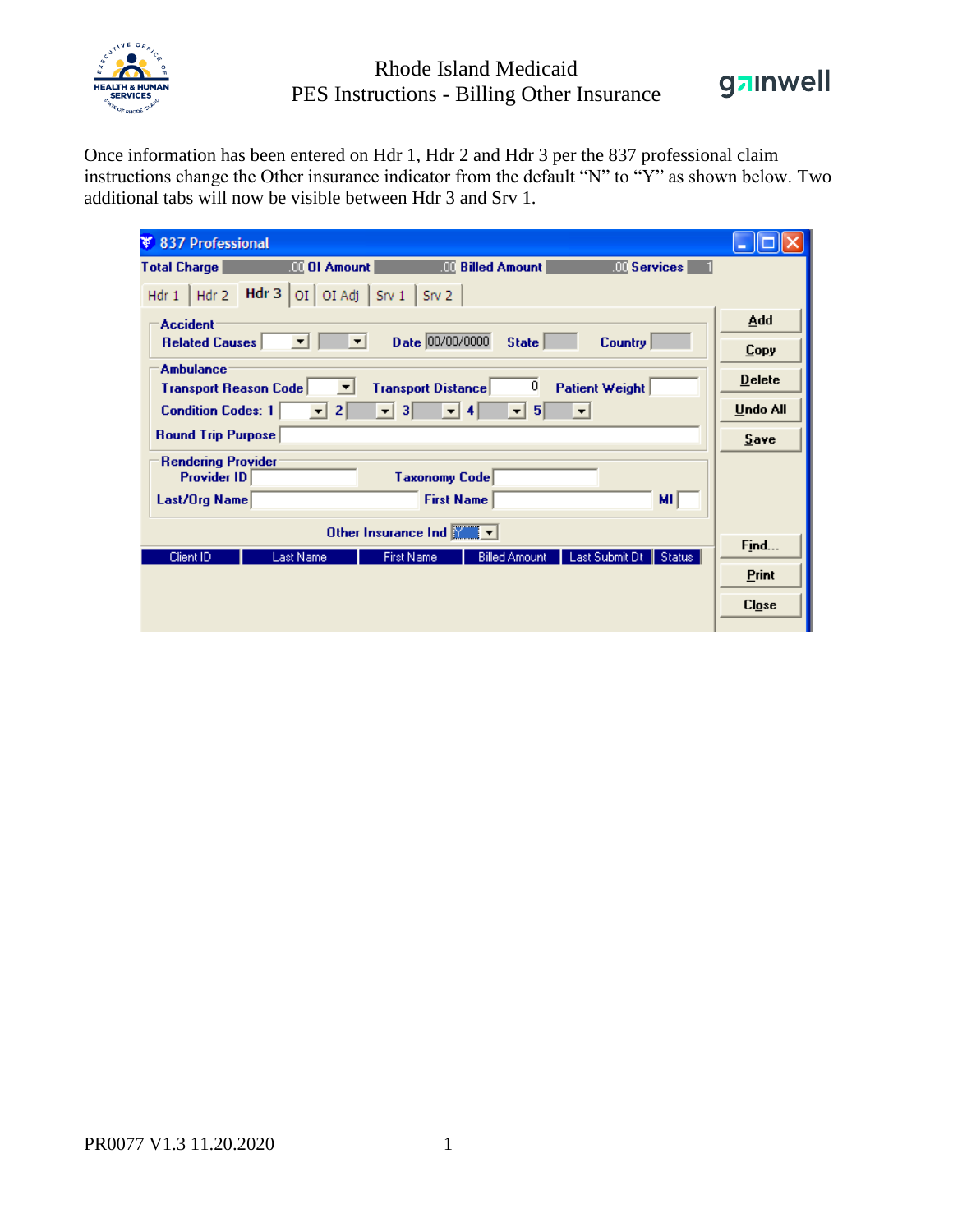Once information has been entered on Hdr 1, Hdr 2 and Hdr 3 per the 837 professional claim instructions change the Other insurance indicator from the default "N" to "Y" as shown below. Two additional tabs will now be visible between Hdr 3 and Srv 1.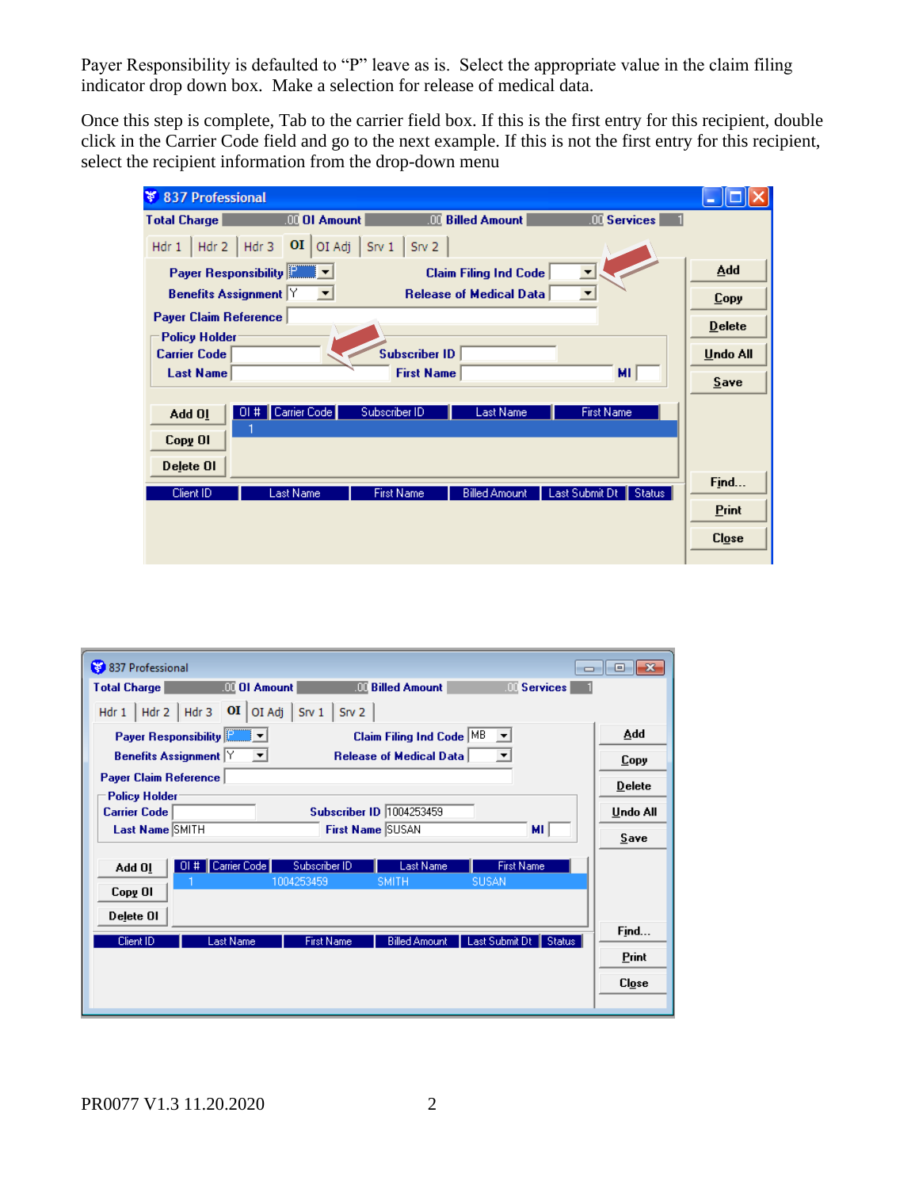Payer Responsibility is defaulted to “P” leave as is.  Select the appropriate value in the claim filing indicator drop down box.  Make a selection for release of medical data.

Once this step is complete, Tab to the carrier field box. If this is the first entry for this recipient, double click in the Carrier Code field and go to the next example. If this is not the first entry for this recipient, select the recipient information from the drop-down menu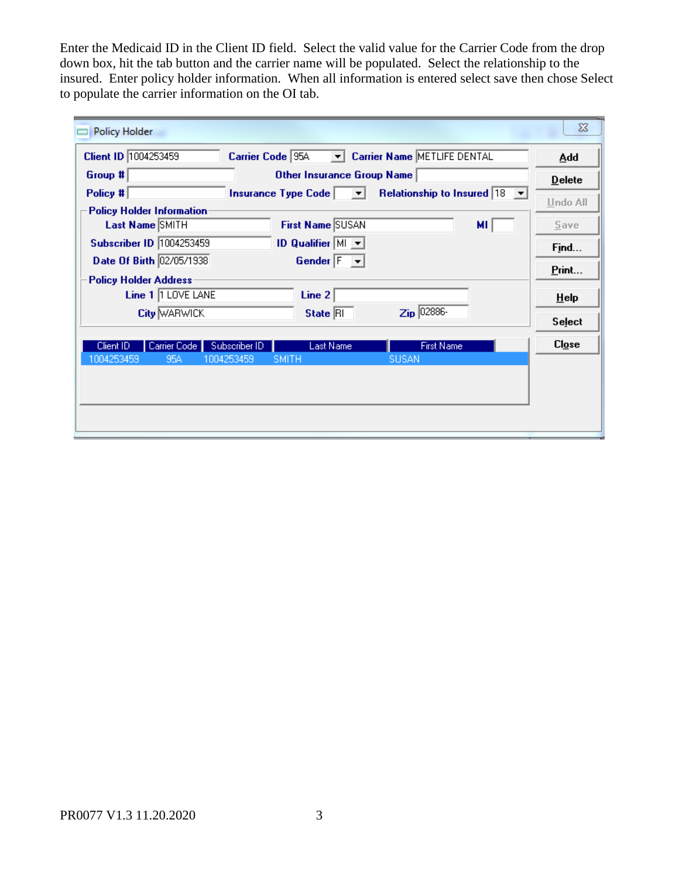Enter the Medicaid ID in the Client ID field. Select the valid value for the Carrier Code from the drop down box, hit the tab button and the carrier name will be populated. Select the relationship to the insured. Enter policy holder information. When all information is entered select save then chose Select to populate the carrier information on the OI tab.

**Policy Holder**

Client ID 1004253459 Carrier Code 95A Carrier Name METLIFE DENTAL

Group #

Other Insurance Group Name

Policy #

Insurance Type Code

Relationship to Insured 18

**Policy Holder Information**

Last Name SMITH First Name SUSAN MI

Subscriber ID 1004253459 ID Qualifier MI

Date Of Birth 02/05/1938 Gender F

**Policy Holder Address**

Line 1 1 LOVE LANE Line 2

City WARWICK State RI Zip 02886-

| Client ID | Carrier Code | Subscriber ID | Last Name | First Name |
| --- | --- | --- | --- | --- |
| 1004253459 | 95A | 1004253459 | SMITH | SUSAN |

Add | Delete | Undo All | Save | Find... | Print... | Help | Select | Close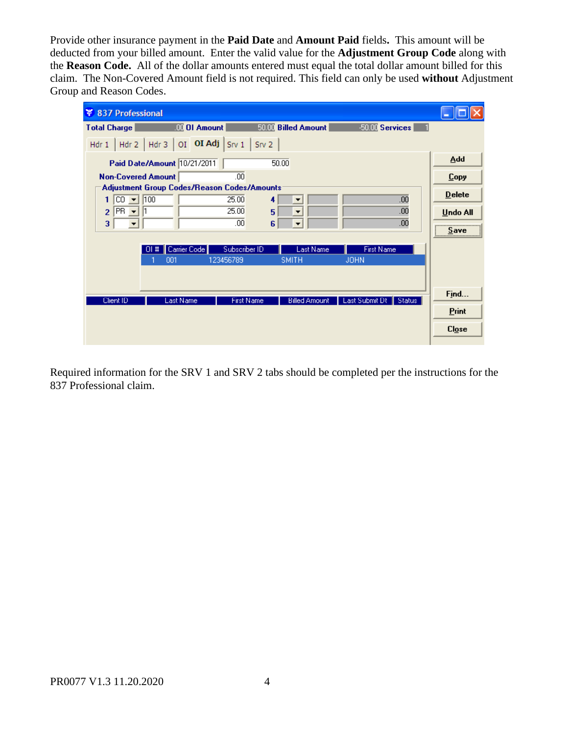Provide other insurance payment in the **Paid Date** and **Amount Paid** fields**.** This amount will be deducted from your billed amount. Enter the valid value for the **Adjustment Group Code** along with the **Reason Code.** All of the dollar amounts entered must equal the total dollar amount billed for this claim. The Non-Covered Amount field is not required. This field can only be used **without** Adjustment Group and Reason Codes.

Required information for the SRV 1 and SRV 2 tabs should be completed per the instructions for the 837 Professional claim.